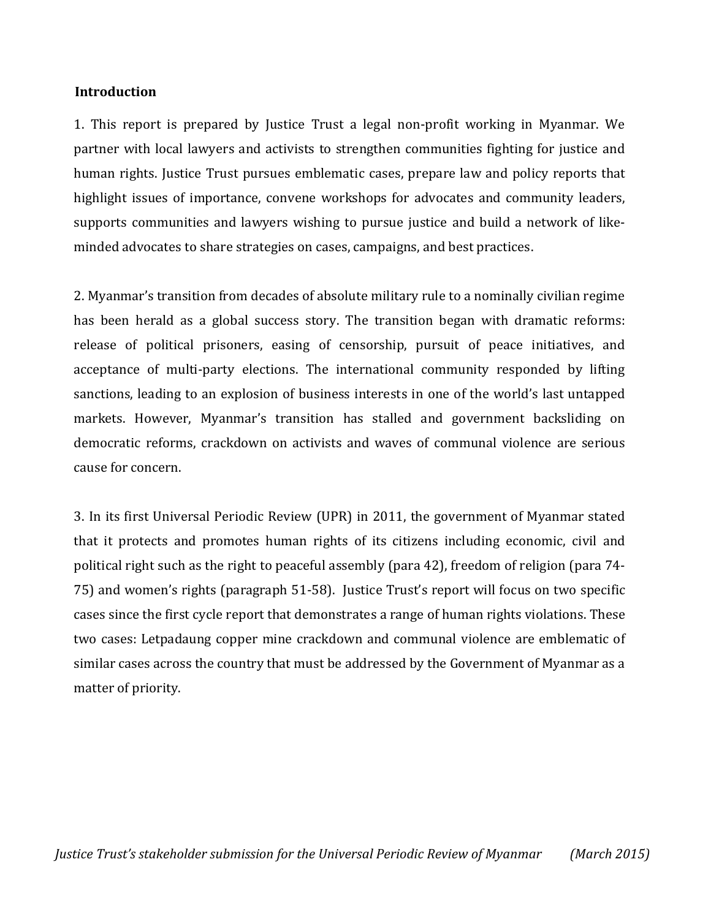## Introduction

1. This report is prepared by Justice Trust a legal non-profit working in Myanmar. We partner with local lawyers and activists to strengthen communities fighting for justice and human rights. Justice Trust pursues emblematic cases, prepare law and policy reports that highlight issues of importance, convene workshops for advocates and community leaders, supports communities and lawyers wishing to pursue justice and build a network of like-minded advocates to share strategies on cases, campaigns, and best practices.

2. Myanmar's transition from decades of absolute military rule to a nominally civilian regime has been herald as a global success story. The transition began with dramatic reforms: release of political prisoners, easing of censorship, pursuit of peace initiatives, and acceptance of multi-party elections. The international community responded by lifting sanctions, leading to an explosion of business interests in one of the world's last untapped markets. However, Myanmar's transition has stalled and government backsliding on democratic reforms, crackdown on activists and waves of communal violence are serious cause for concern.

3. In its first Universal Periodic Review (UPR) in 2011, the government of Myanmar stated that it protects and promotes human rights of its citizens including economic, civil and political right such as the right to peaceful assembly (para 42), freedom of religion (para 74-75) and women's rights (paragraph 51-58). Justice Trust's report will focus on two specific cases since the first cycle report that demonstrates a range of human rights violations. These two cases: Letpadaung copper mine crackdown and communal violence are emblematic of similar cases across the country that must be addressed by the Government of Myanmar as a matter of priority.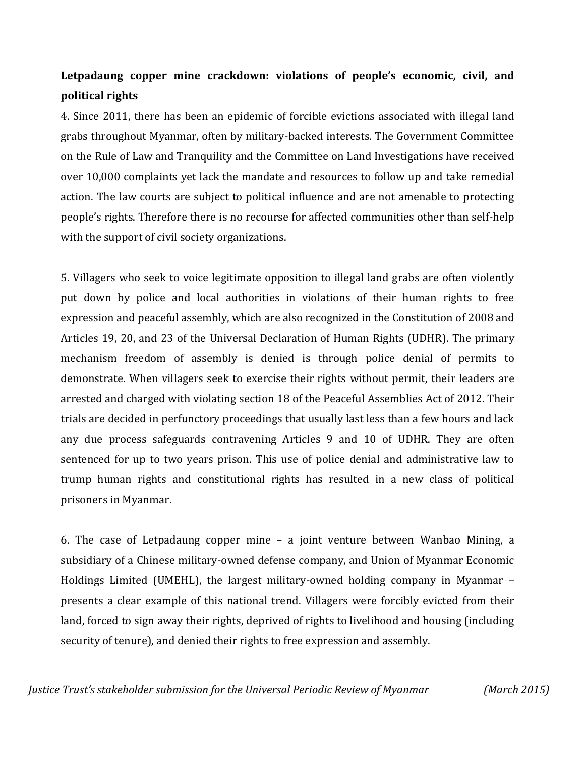**Letpadaung copper mine crackdown: violations of people's economic, civil, and political rights**

4. Since 2011, there has been an epidemic of forcible evictions associated with illegal land grabs throughout Myanmar, often by military-backed interests. The Government Committee on the Rule of Law and Tranquility and the Committee on Land Investigations have received over 10,000 complaints yet lack the mandate and resources to follow up and take remedial action. The law courts are subject to political influence and are not amenable to protecting people's rights. Therefore there is no recourse for affected communities other than self-help with the support of civil society organizations.

5. Villagers who seek to voice legitimate opposition to illegal land grabs are often violently put down by police and local authorities in violations of their human rights to free expression and peaceful assembly, which are also recognized in the Constitution of 2008 and Articles 19, 20, and 23 of the Universal Declaration of Human Rights (UDHR). The primary mechanism freedom of assembly is denied is through police denial of permits to demonstrate. When villagers seek to exercise their rights without permit, their leaders are arrested and charged with violating section 18 of the Peaceful Assemblies Act of 2012. Their trials are decided in perfunctory proceedings that usually last less than a few hours and lack any due process safeguards contravening Articles 9 and 10 of UDHR. They are often sentenced for up to two years prison. This use of police denial and administrative law to trump human rights and constitutional rights has resulted in a new class of political prisoners in Myanmar.

6. The case of Letpadaung copper mine – a joint venture between Wanbao Mining, a subsidiary of a Chinese military-owned defense company, and Union of Myanmar Economic Holdings Limited (UMEHL), the largest military-owned holding company in Myanmar – presents a clear example of this national trend. Villagers were forcibly evicted from their land, forced to sign away their rights, deprived of rights to livelihood and housing (including security of tenure), and denied their rights to free expression and assembly.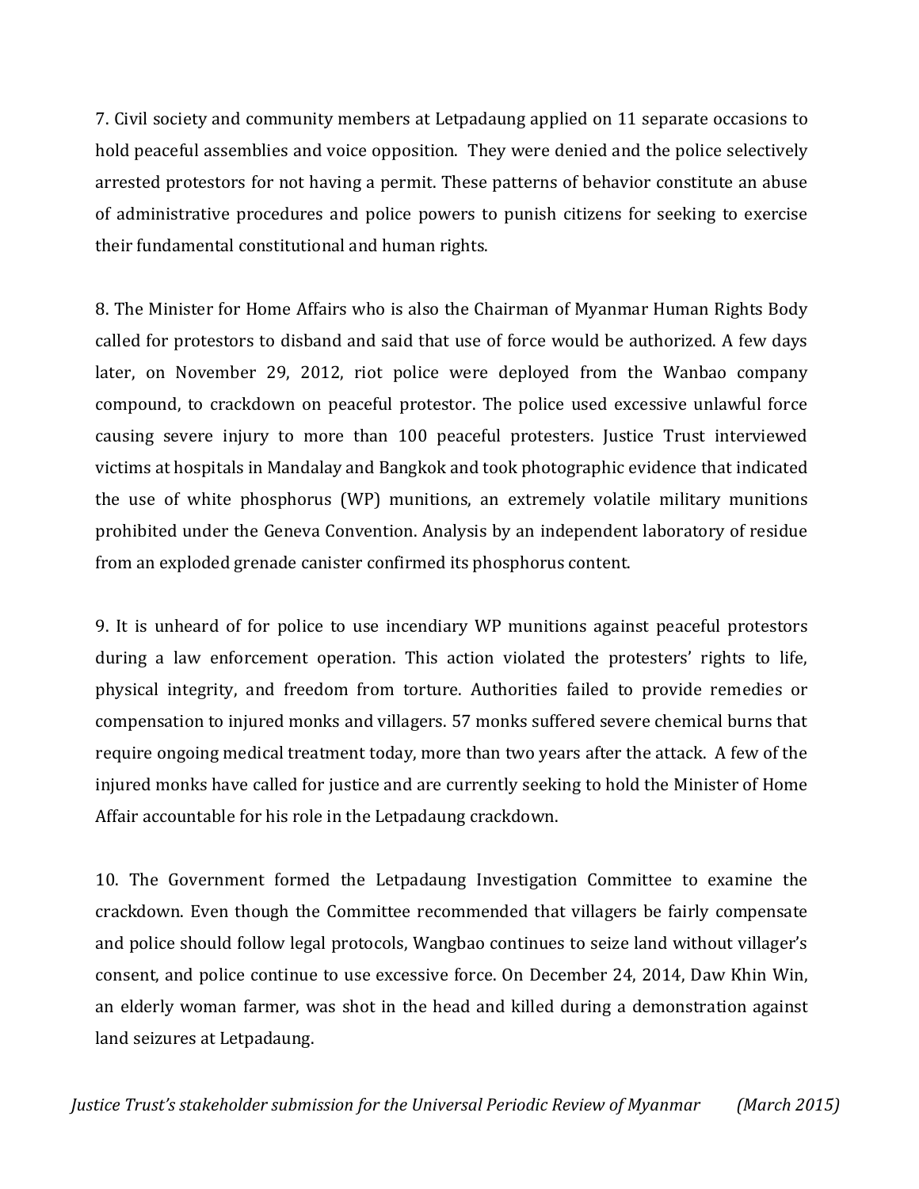7. Civil society and community members at Letpadaung applied on 11 separate occasions to hold peaceful assemblies and voice opposition. They were denied and the police selectively arrested protestors for not having a permit. These patterns of behavior constitute an abuse of administrative procedures and police powers to punish citizens for seeking to exercise their fundamental constitutional and human rights.

8. The Minister for Home Affairs who is also the Chairman of Myanmar Human Rights Body called for protestors to disband and said that use of force would be authorized. A few days later, on November 29, 2012, riot police were deployed from the Wanbao company compound, to crackdown on peaceful protestor. The police used excessive unlawful force causing severe injury to more than 100 peaceful protesters. Justice Trust interviewed victims at hospitals in Mandalay and Bangkok and took photographic evidence that indicated the use of white phosphorus (WP) munitions, an extremely volatile military munitions prohibited under the Geneva Convention. Analysis by an independent laboratory of residue from an exploded grenade canister confirmed its phosphorus content.

9. It is unheard of for police to use incendiary WP munitions against peaceful protestors during a law enforcement operation. This action violated the protesters' rights to life, physical integrity, and freedom from torture. Authorities failed to provide remedies or compensation to injured monks and villagers. 57 monks suffered severe chemical burns that require ongoing medical treatment today, more than two years after the attack. A few of the injured monks have called for justice and are currently seeking to hold the Minister of Home Affair accountable for his role in the Letpadaung crackdown.

10. The Government formed the Letpadaung Investigation Committee to examine the crackdown. Even though the Committee recommended that villagers be fairly compensate and police should follow legal protocols, Wangbao continues to seize land without villager's consent, and police continue to use excessive force. On December 24, 2014, Daw Khin Win, an elderly woman farmer, was shot in the head and killed during a demonstration against land seizures at Letpadaung.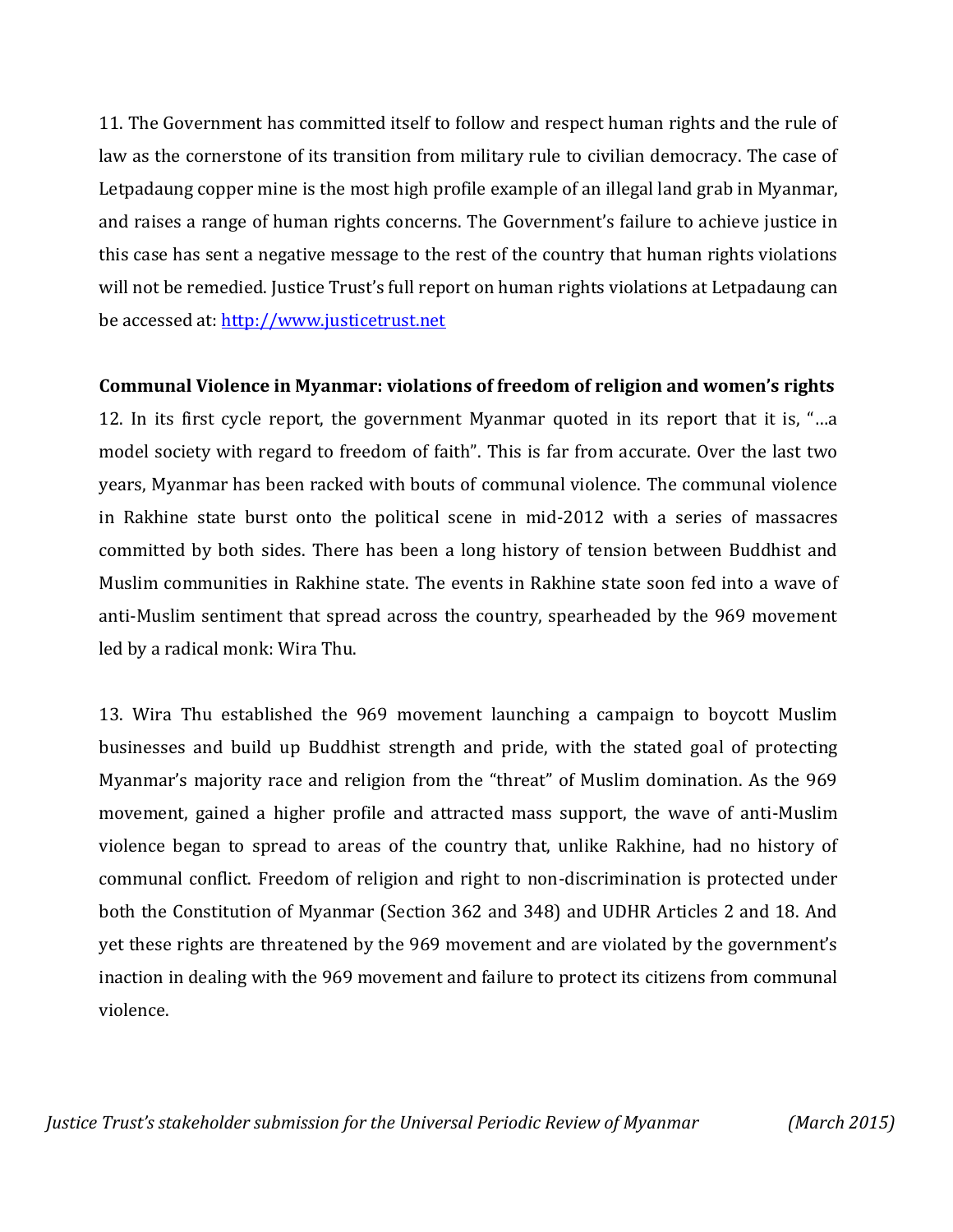11. The Government has committed itself to follow and respect human rights and the rule of law as the cornerstone of its transition from military rule to civilian democracy. The case of Letpadaung copper mine is the most high profile example of an illegal land grab in Myanmar, and raises a range of human rights concerns. The Government's failure to achieve justice in this case has sent a negative message to the rest of the country that human rights violations will not be remedied. Justice Trust's full report on human rights violations at Letpadaung can be accessed at: [http://www.justicetrust.net](http://www.justicetrust.net)

**Communal Violence in Myanmar: violations of freedom of religion and women's rights**

12. In its first cycle report, the government Myanmar quoted in its report that it is, "…a model society with regard to freedom of faith". This is far from accurate. Over the last two years, Myanmar has been racked with bouts of communal violence. The communal violence in Rakhine state burst onto the political scene in mid-2012 with a series of massacres committed by both sides. There has been a long history of tension between Buddhist and Muslim communities in Rakhine state. The events in Rakhine state soon fed into a wave of anti-Muslim sentiment that spread across the country, spearheaded by the 969 movement led by a radical monk: Wira Thu.

13. Wira Thu established the 969 movement launching a campaign to boycott Muslim businesses and build up Buddhist strength and pride, with the stated goal of protecting Myanmar's majority race and religion from the "threat" of Muslim domination. As the 969 movement, gained a higher profile and attracted mass support, the wave of anti-Muslim violence began to spread to areas of the country that, unlike Rakhine, had no history of communal conflict. Freedom of religion and right to non-discrimination is protected under both the Constitution of Myanmar (Section 362 and 348) and UDHR Articles 2 and 18. And yet these rights are threatened by the 969 movement and are violated by the government's inaction in dealing with the 969 movement and failure to protect its citizens from communal violence.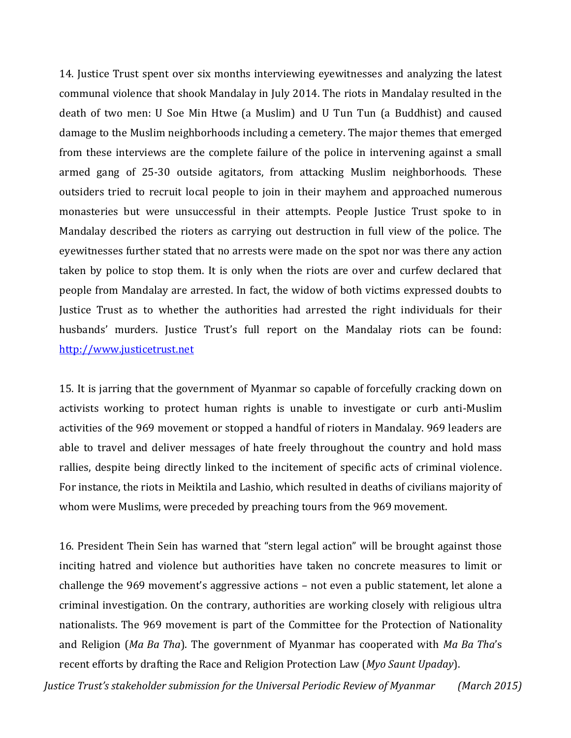14. Justice Trust spent over six months interviewing eyewitnesses and analyzing the latest communal violence that shook Mandalay in July 2014. The riots in Mandalay resulted in the death of two men: U Soe Min Htwe (a Muslim) and U Tun Tun (a Buddhist) and caused damage to the Muslim neighborhoods including a cemetery. The major themes that emerged from these interviews are the complete failure of the police in intervening against a small armed gang of 25-30 outside agitators, from attacking Muslim neighborhoods. These outsiders tried to recruit local people to join in their mayhem and approached numerous monasteries but were unsuccessful in their attempts. People Justice Trust spoke to in Mandalay described the rioters as carrying out destruction in full view of the police. The eyewitnesses further stated that no arrests were made on the spot nor was there any action taken by police to stop them. It is only when the riots are over and curfew declared that people from Mandalay are arrested. In fact, the widow of both victims expressed doubts to Justice Trust as to whether the authorities had arrested the right individuals for their husbands' murders. Justice Trust's full report on the Mandalay riots can be found: [http://www.justicetrust.net](http://www.justicetrust.net)

15. It is jarring that the government of Myanmar so capable of forcefully cracking down on activists working to protect human rights is unable to investigate or curb anti-Muslim activities of the 969 movement or stopped a handful of rioters in Mandalay. 969 leaders are able to travel and deliver messages of hate freely throughout the country and hold mass rallies, despite being directly linked to the incitement of specific acts of criminal violence. For instance, the riots in Meiktila and Lashio, which resulted in deaths of civilians majority of whom were Muslims, were preceded by preaching tours from the 969 movement.

16. President Thein Sein has warned that "stern legal action" will be brought against those inciting hatred and violence but authorities have taken no concrete measures to limit or challenge the 969 movement's aggressive actions – not even a public statement, let alone a criminal investigation. On the contrary, authorities are working closely with religious ultra nationalists. The 969 movement is part of the Committee for the Protection of Nationality and Religion (*Ma Ba Tha*). The government of Myanmar has cooperated with *Ma Ba Tha*'s recent efforts by drafting the Race and Religion Protection Law (*Myo Saunt Upaday*).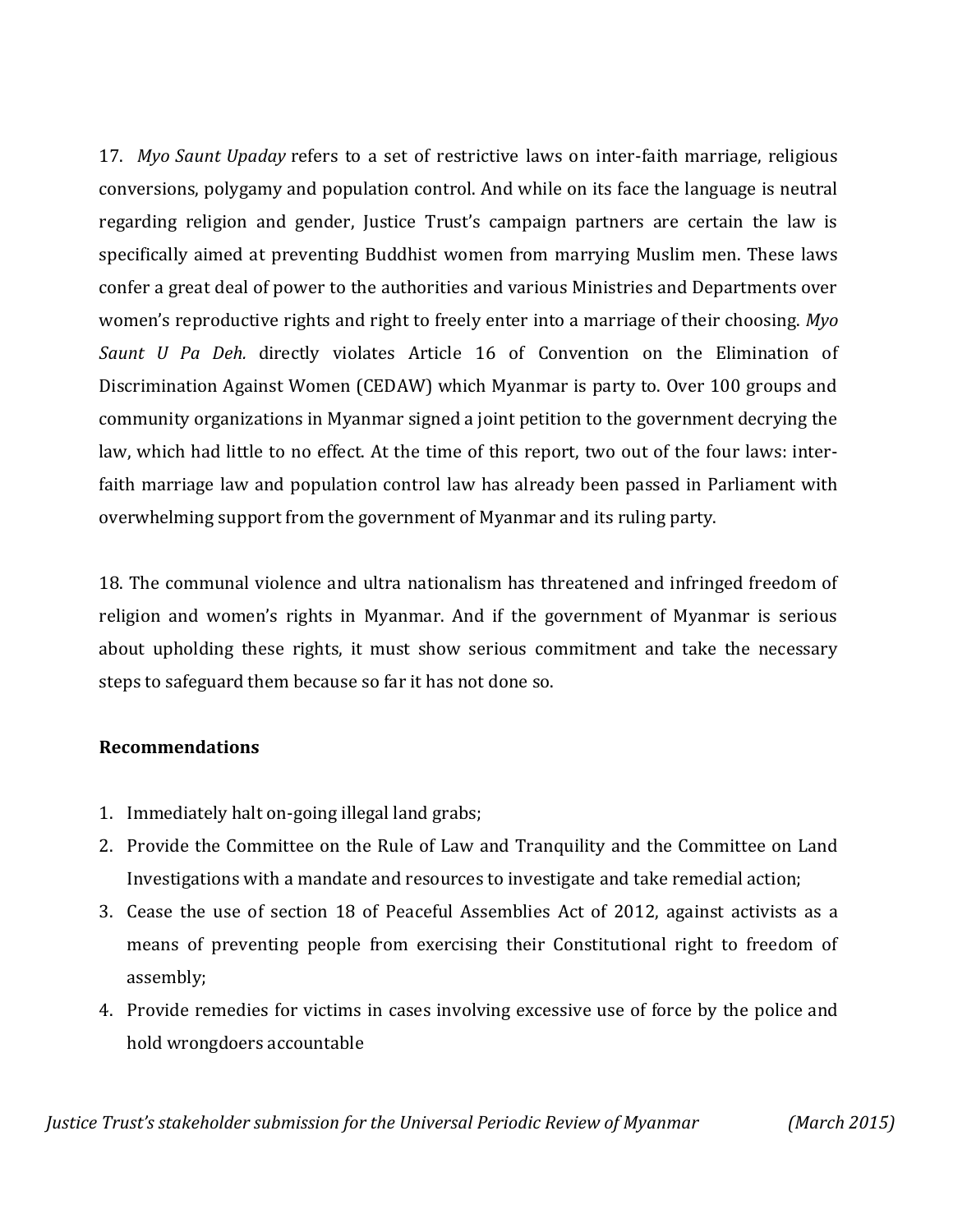17. *Myo Saunt Upaday* refers to a set of restrictive laws on inter-faith marriage, religious conversions, polygamy and population control. And while on its face the language is neutral regarding religion and gender, Justice Trust's campaign partners are certain the law is specifically aimed at preventing Buddhist women from marrying Muslim men. These laws confer a great deal of power to the authorities and various Ministries and Departments over women's reproductive rights and right to freely enter into a marriage of their choosing. *Myo Saunt U Pa Deh.* directly violates Article 16 of Convention on the Elimination of Discrimination Against Women (CEDAW) which Myanmar is party to. Over 100 groups and community organizations in Myanmar signed a joint petition to the government decrying the law, which had little to no effect. At the time of this report, two out of the four laws: inter-faith marriage law and population control law has already been passed in Parliament with overwhelming support from the government of Myanmar and its ruling party.

18. The communal violence and ultra nationalism has threatened and infringed freedom of religion and women's rights in Myanmar. And if the government of Myanmar is serious about upholding these rights, it must show serious commitment and take the necessary steps to safeguard them because so far it has not done so.

**Recommendations**

1. Immediately halt on-going illegal land grabs;
2. Provide the Committee on the Rule of Law and Tranquility and the Committee on Land Investigations with a mandate and resources to investigate and take remedial action;
3. Cease the use of section 18 of Peaceful Assemblies Act of 2012, against activists as a means of preventing people from exercising their Constitutional right to freedom of assembly;
4. Provide remedies for victims in cases involving excessive use of force by the police and hold wrongdoers accountable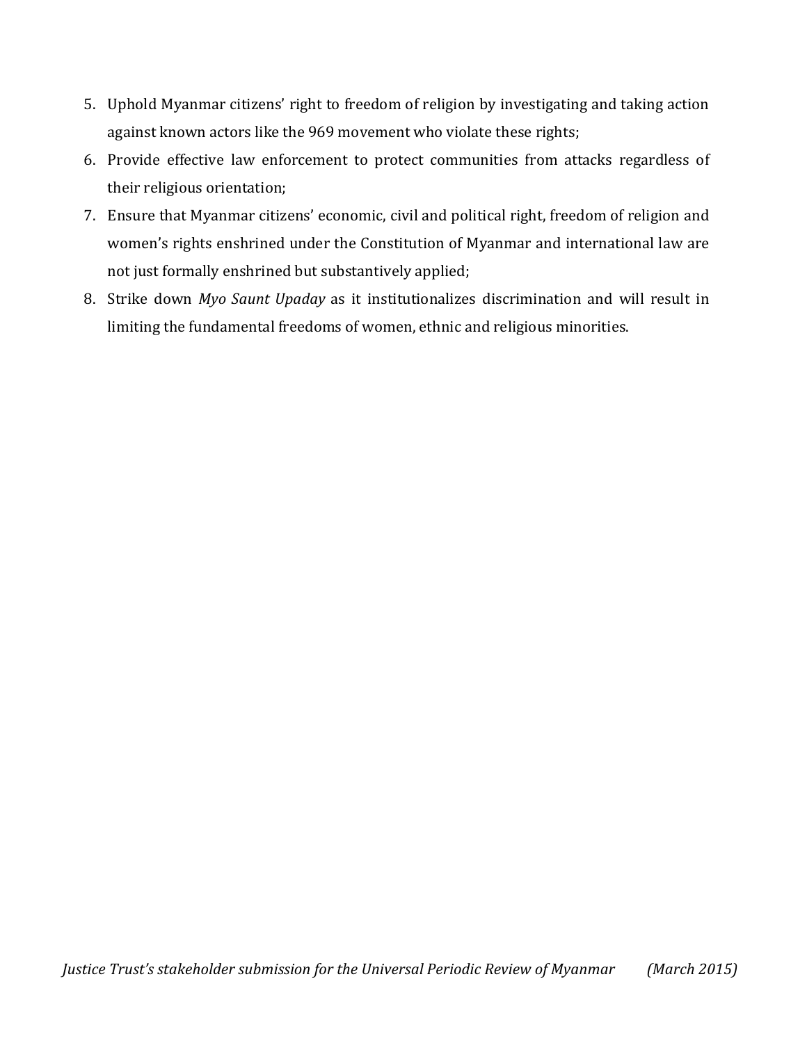5. Uphold Myanmar citizens' right to freedom of religion by investigating and taking action against known actors like the 969 movement who violate these rights;
6. Provide effective law enforcement to protect communities from attacks regardless of their religious orientation;
7. Ensure that Myanmar citizens' economic, civil and political right, freedom of religion and women's rights enshrined under the Constitution of Myanmar and international law are not just formally enshrined but substantively applied;
8. Strike down *Myo Saunt Upaday* as it institutionalizes discrimination and will result in limiting the fundamental freedoms of women, ethnic and religious minorities.